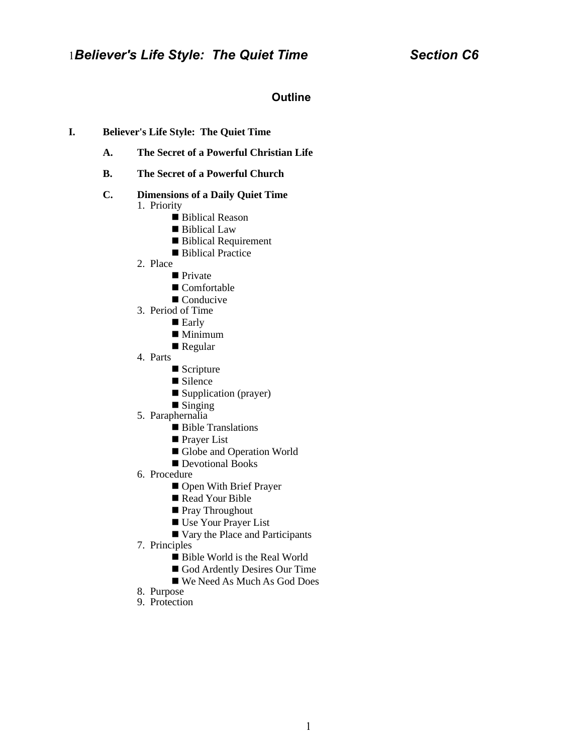# 1*Believer's Life Style: The Quiet Time* *Section C6*

## Outline

**I. Believer's Life Style: The Quiet Time**

**A. The Secret of a Powerful Christian Life**

**B. The Secret of a Powerful Church**

**C. Dimensions of a Daily Quiet Time**

1. Priority
   - ■ Biblical Reason
   - ■ Biblical Law
   - ■ Biblical Requirement
   - ■ Biblical Practice
2. Place
   - ■ Private
   - ■ Comfortable
   - ■ Conducive
3. Period of Time
   - ■ Early
   - ■ Minimum
   - ■ Regular
4. Parts
   - ■ Scripture
   - ■ Silence
   - ■ Supplication (prayer)
   - ■ Singing
5. Paraphernalia
   - ■ Bible Translations
   - ■ Prayer List
   - ■ Globe and Operation World
   - ■ Devotional Books
6. Procedure
   - ■ Open With Brief Prayer
   - ■ Read Your Bible
   - ■ Pray Throughout
   - ■ Use Your Prayer List
   - ■ Vary the Place and Participants
7. Principles
   - ■ Bible World is the Real World
   - ■ God Ardently Desires Our Time
   - ■ We Need As Much As God Does
8. Purpose
9. Protection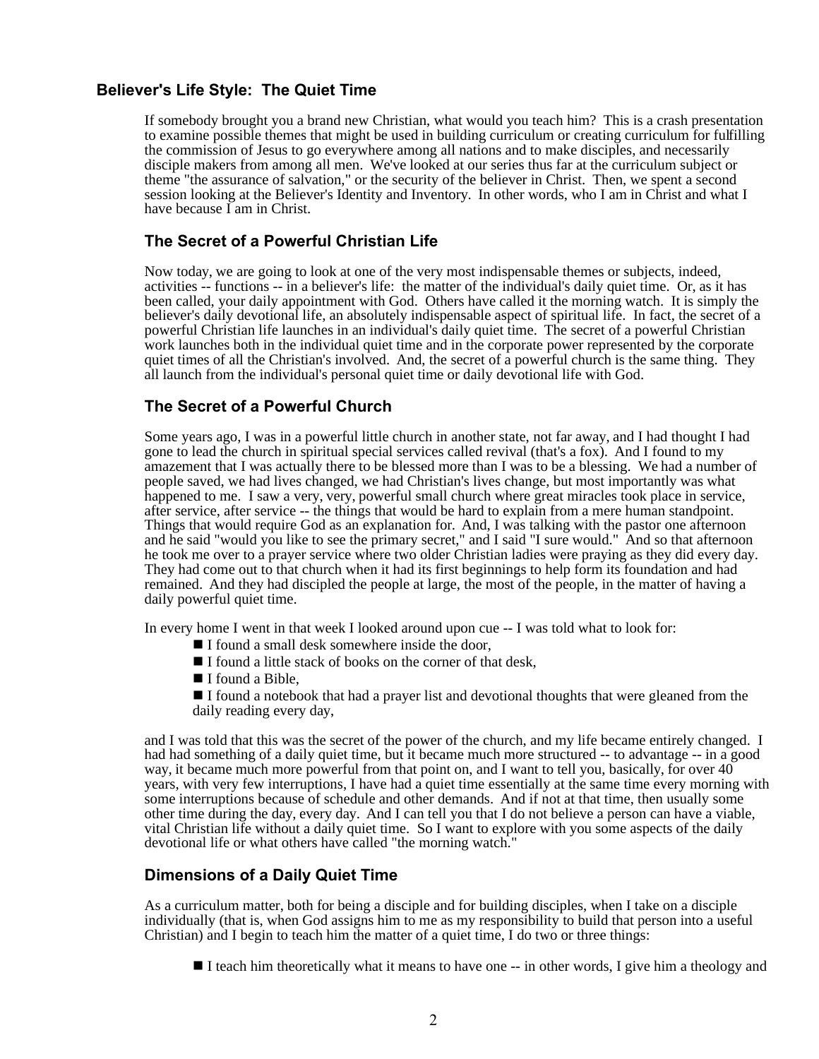## Believer's Life Style: The Quiet Time

If somebody brought you a brand new Christian, what would you teach him? This is a crash presentation to examine possible themes that might be used in building curriculum or creating curriculum for fulfilling the commission of Jesus to go everywhere among all nations and to make disciples, and necessarily disciple makers from among all men. We've looked at our series thus far at the curriculum subject or theme "the assurance of salvation," or the security of the believer in Christ. Then, we spent a second session looking at the Believer's Identity and Inventory. In other words, who I am in Christ and what I have because I am in Christ.

### The Secret of a Powerful Christian Life

Now today, we are going to look at one of the very most indispensable themes or subjects, indeed, activities -- functions -- in a believer's life: the matter of the individual's daily quiet time. Or, as it has been called, your daily appointment with God. Others have called it the morning watch. It is simply the believer's daily devotional life, an absolutely indispensable aspect of spiritual life. In fact, the secret of a powerful Christian life launches in an individual's daily quiet time. The secret of a powerful Christian work launches both in the individual quiet time and in the corporate power represented by the corporate quiet times of all the Christian's involved. And, the secret of a powerful church is the same thing. They all launch from the individual's personal quiet time or daily devotional life with God.

### The Secret of a Powerful Church

Some years ago, I was in a powerful little church in another state, not far away, and I had thought I had gone to lead the church in spiritual special services called revival (that's a fox). And I found to my amazement that I was actually there to be blessed more than I was to be a blessing. We had a number of people saved, we had lives changed, we had Christian's lives change, but most importantly was what happened to me. I saw a very, very, powerful small church where great miracles took place in service, after service, after service -- the things that would be hard to explain from a mere human standpoint. Things that would require God as an explanation for. And, I was talking with the pastor one afternoon and he said "would you like to see the primary secret," and I said "I sure would." And so that afternoon he took me over to a prayer service where two older Christian ladies were praying as they did every day. They had come out to that church when it had its first beginnings to help form its foundation and had remained. And they had discipled the people at large, the most of the people, in the matter of having a daily powerful quiet time.

In every home I went in that week I looked around upon cue -- I was told what to look for:

- I found a small desk somewhere inside the door,
- I found a little stack of books on the corner of that desk,
- I found a Bible,
- I found a notebook that had a prayer list and devotional thoughts that were gleaned from the daily reading every day,

and I was told that this was the secret of the power of the church, and my life became entirely changed. I had had something of a daily quiet time, but it became much more structured -- to advantage -- in a good way, it became much more powerful from that point on, and I want to tell you, basically, for over 40 years, with very few interruptions, I have had a quiet time essentially at the same time every morning with some interruptions because of schedule and other demands. And if not at that time, then usually some other time during the day, every day. And I can tell you that I do not believe a person can have a viable, vital Christian life without a daily quiet time. So I want to explore with you some aspects of the daily devotional life or what others have called "the morning watch."

### Dimensions of a Daily Quiet Time

As a curriculum matter, both for being a disciple and for building disciples, when I take on a disciple individually (that is, when God assigns him to me as my responsibility to build that person into a useful Christian) and I begin to teach him the matter of a quiet time, I do two or three things:

- I teach him theoretically what it means to have one -- in other words, I give him a theology and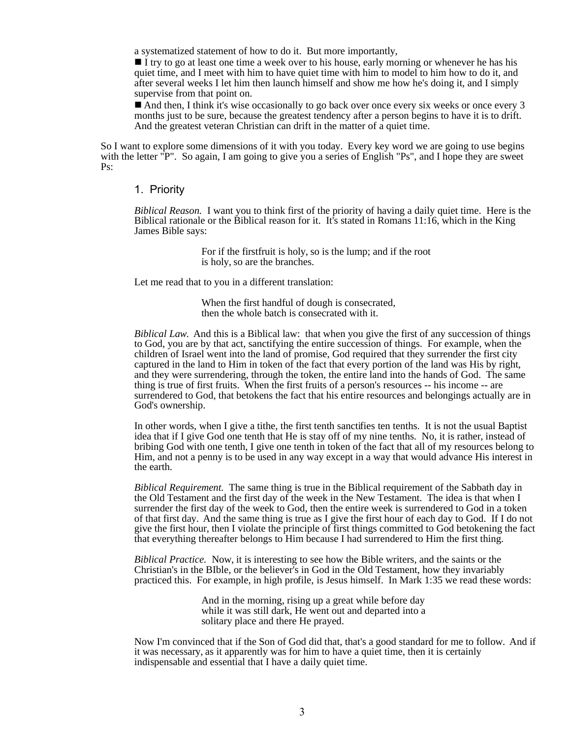a systematized statement of how to do it. But more importantly,

■ I try to go at least one time a week over to his house, early morning or whenever he has his quiet time, and I meet with him to have quiet time with him to model to him how to do it, and after several weeks I let him then launch himself and show me how he's doing it, and I simply supervise from that point on.

■ And then, I think it's wise occasionally to go back over once every six weeks or once every 3 months just to be sure, because the greatest tendency after a person begins to have it is to drift. And the greatest veteran Christian can drift in the matter of a quiet time.

So I want to explore some dimensions of it with you today. Every key word we are going to use begins with the letter "P". So again, I am going to give you a series of English "Ps", and I hope they are sweet Ps:

## 1. Priority

*Biblical Reason.* I want you to think first of the priority of having a daily quiet time. Here is the Biblical rationale or the Biblical reason for it. It's stated in Romans 11:16, which in the King James Bible says:

> For if the firstfruit is holy, so is the lump; and if the root is holy, so are the branches.

Let me read that to you in a different translation:

> When the first handful of dough is consecrated, then the whole batch is consecrated with it.

*Biblical Law.* And this is a Biblical law: that when you give the first of any succession of things to God, you are by that act, sanctifying the entire succession of things. For example, when the children of Israel went into the land of promise, God required that they surrender the first city captured in the land to Him in token of the fact that every portion of the land was His by right, and they were surrendering, through the token, the entire land into the hands of God. The same thing is true of first fruits. When the first fruits of a person's resources -- his income -- are surrendered to God, that betokens the fact that his entire resources and belongings actually are in God's ownership.

In other words, when I give a tithe, the first tenth sanctifies ten tenths. It is not the usual Baptist idea that if I give God one tenth that He is stay off of my nine tenths. No, it is rather, instead of bribing God with one tenth, I give one tenth in token of the fact that all of my resources belong to Him, and not a penny is to be used in any way except in a way that would advance His interest in the earth.

*Biblical Requirement.* The same thing is true in the Biblical requirement of the Sabbath day in the Old Testament and the first day of the week in the New Testament. The idea is that when I surrender the first day of the week to God, then the entire week is surrendered to God in a token of that first day. And the same thing is true as I give the first hour of each day to God. If I do not give the first hour, then I violate the principle of first things committed to God betokening the fact that everything thereafter belongs to Him because I had surrendered to Him the first thing.

*Biblical Practice.* Now, it is interesting to see how the Bible writers, and the saints or the Christian's in the BIble, or the believer's in God in the Old Testament, how they invariably practiced this. For example, in high profile, is Jesus himself. In Mark 1:35 we read these words:

> And in the morning, rising up a great while before day while it was still dark, He went out and departed into a solitary place and there He prayed.

Now I'm convinced that if the Son of God did that, that's a good standard for me to follow. And if it was necessary, as it apparently was for him to have a quiet time, then it is certainly indispensable and essential that I have a daily quiet time.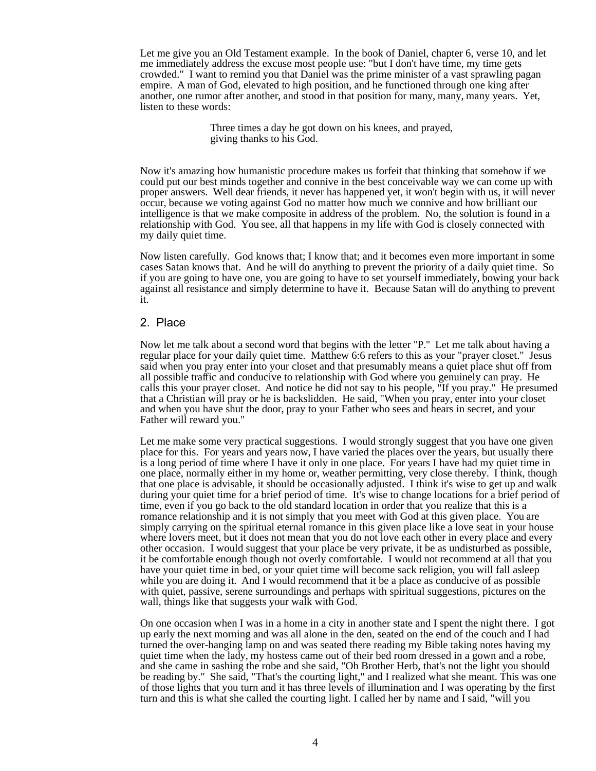Let me give you an Old Testament example. In the book of Daniel, chapter 6, verse 10, and let me immediately address the excuse most people use: "but I don't have time, my time gets crowded." I want to remind you that Daniel was the prime minister of a vast sprawling pagan empire. A man of God, elevated to high position, and he functioned through one king after another, one rumor after another, and stood in that position for many, many, many years. Yet, listen to these words:

> Three times a day he got down on his knees, and prayed, giving thanks to his God.

Now it's amazing how humanistic procedure makes us forfeit that thinking that somehow if we could put our best minds together and connive in the best conceivable way we can come up with proper answers. Well dear friends, it never has happened yet, it won't begin with us, it will never occur, because we voting against God no matter how much we connive and how brilliant our intelligence is that we make composite in address of the problem. No, the solution is found in a relationship with God. You see, all that happens in my life with God is closely connected with my daily quiet time.

Now listen carefully. God knows that; I know that; and it becomes even more important in some cases Satan knows that. And he will do anything to prevent the priority of a daily quiet time. So if you are going to have one, you are going to have to set yourself immediately, bowing your back against all resistance and simply determine to have it. Because Satan will do anything to prevent it.

## 2. Place

Now let me talk about a second word that begins with the letter "P." Let me talk about having a regular place for your daily quiet time. Matthew 6:6 refers to this as your "prayer closet." Jesus said when you pray enter into your closet and that presumably means a quiet place shut off from all possible traffic and conducive to relationship with God where you genuinely can pray. He calls this your prayer closet. And notice he did not say to his people, "If you pray." He presumed that a Christian will pray or he is backslidden. He said, "When you pray, enter into your closet and when you have shut the door, pray to your Father who sees and hears in secret, and your Father will reward you."

Let me make some very practical suggestions. I would strongly suggest that you have one given place for this. For years and years now, I have varied the places over the years, but usually there is a long period of time where I have it only in one place. For years I have had my quiet time in one place, normally either in my home or, weather permitting, very close thereby. I think, though that one place is advisable, it should be occasionally adjusted. I think it's wise to get up and walk during your quiet time for a brief period of time. It's wise to change locations for a brief period of time, even if you go back to the old standard location in order that you realize that this is a romance relationship and it is not simply that you meet with God at this given place. You are simply carrying on the spiritual eternal romance in this given place like a love seat in your house where lovers meet, but it does not mean that you do not love each other in every place and every other occasion. I would suggest that your place be very private, it be as undisturbed as possible, it be comfortable enough though not overly comfortable. I would not recommend at all that you have your quiet time in bed, or your quiet time will become sack religion, you will fall asleep while you are doing it. And I would recommend that it be a place as conducive of as possible with quiet, passive, serene surroundings and perhaps with spiritual suggestions, pictures on the wall, things like that suggests your walk with God.

On one occasion when I was in a home in a city in another state and I spent the night there. I got up early the next morning and was all alone in the den, seated on the end of the couch and I had turned the over-hanging lamp on and was seated there reading my Bible taking notes having my quiet time when the lady, my hostess came out of their bed room dressed in a gown and a robe, and she came in sashing the robe and she said, "Oh Brother Herb, that's not the light you should be reading by." She said, "That's the courting light," and I realized what she meant. This was one of those lights that you turn and it has three levels of illumination and I was operating by the first turn and this is what she called the courting light. I called her by name and I said, "will you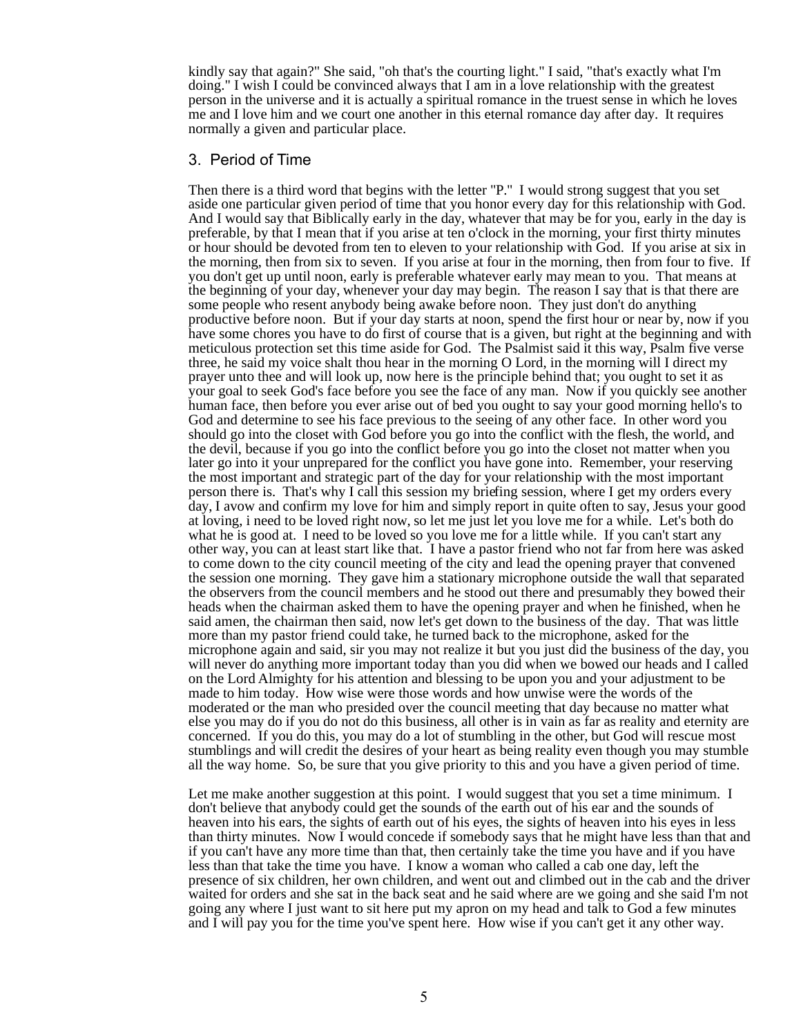kindly say that again?" She said, "oh that's the courting light." I said, "that's exactly what I'm doing." I wish I could be convinced always that I am in a love relationship with the greatest person in the universe and it is actually a spiritual romance in the truest sense in which he loves me and I love him and we court one another in this eternal romance day after day. It requires normally a given and particular place.

## 3. Period of Time

Then there is a third word that begins with the letter "P." I would strong suggest that you set aside one particular given period of time that you honor every day for this relationship with God. And I would say that Biblically early in the day, whatever that may be for you, early in the day is preferable, by that I mean that if you arise at ten o'clock in the morning, your first thirty minutes or hour should be devoted from ten to eleven to your relationship with God. If you arise at six in the morning, then from six to seven. If you arise at four in the morning, then from four to five. If you don't get up until noon, early is preferable whatever early may mean to you. That means at the beginning of your day, whenever your day may begin. The reason I say that is that there are some people who resent anybody being awake before noon. They just don't do anything productive before noon. But if your day starts at noon, spend the first hour or near by, now if you have some chores you have to do first of course that is a given, but right at the beginning and with meticulous protection set this time aside for God. The Psalmist said it this way, Psalm five verse three, he said my voice shalt thou hear in the morning O Lord, in the morning will I direct my prayer unto thee and will look up, now here is the principle behind that; you ought to set it as your goal to seek God's face before you see the face of any man. Now if you quickly see another human face, then before you ever arise out of bed you ought to say your good morning hello's to God and determine to see his face previous to the seeing of any other face. In other word you should go into the closet with God before you go into the conflict with the flesh, the world, and the devil, because if you go into the conflict before you go into the closet not matter when you later go into it your unprepared for the conflict you have gone into. Remember, your reserving the most important and strategic part of the day for your relationship with the most important person there is. That's why I call this session my briefing session, where I get my orders every day, I avow and confirm my love for him and simply report in quite often to say, Jesus your good at loving, i need to be loved right now, so let me just let you love me for a while. Let's both do what he is good at. I need to be loved so you love me for a little while. If you can't start any other way, you can at least start like that. I have a pastor friend who not far from here was asked to come down to the city council meeting of the city and lead the opening prayer that convened the session one morning. They gave him a stationary microphone outside the wall that separated the observers from the council members and he stood out there and presumably they bowed their heads when the chairman asked them to have the opening prayer and when he finished, when he said amen, the chairman then said, now let's get down to the business of the day. That was little more than my pastor friend could take, he turned back to the microphone, asked for the microphone again and said, sir you may not realize it but you just did the business of the day, you will never do anything more important today than you did when we bowed our heads and I called on the Lord Almighty for his attention and blessing to be upon you and your adjustment to be made to him today. How wise were those words and how unwise were the words of the moderated or the man who presided over the council meeting that day because no matter what else you may do if you do not do this business, all other is in vain as far as reality and eternity are concerned. If you do this, you may do a lot of stumbling in the other, but God will rescue most stumblings and will credit the desires of your heart as being reality even though you may stumble all the way home. So, be sure that you give priority to this and you have a given period of time.

Let me make another suggestion at this point. I would suggest that you set a time minimum. I don't believe that anybody could get the sounds of the earth out of his ear and the sounds of heaven into his ears, the sights of earth out of his eyes, the sights of heaven into his eyes in less than thirty minutes. Now I would concede if somebody says that he might have less than that and if you can't have any more time than that, then certainly take the time you have and if you have less than that take the time you have. I know a woman who called a cab one day, left the presence of six children, her own children, and went out and climbed out in the cab and the driver waited for orders and she sat in the back seat and he said where are we going and she said I'm not going any where I just want to sit here put my apron on my head and talk to God a few minutes and I will pay you for the time you've spent here. How wise if you can't get it any other way.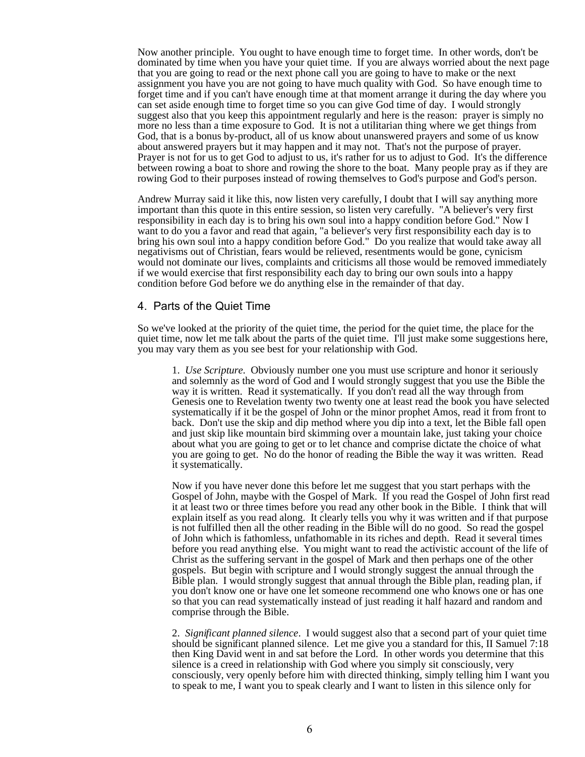Now another principle. You ought to have enough time to forget time. In other words, don't be dominated by time when you have your quiet time. If you are always worried about the next page that you are going to read or the next phone call you are going to have to make or the next assignment you have you are not going to have much quality with God. So have enough time to forget time and if you can't have enough time at that moment arrange it during the day where you can set aside enough time to forget time so you can give God time of day. I would strongly suggest also that you keep this appointment regularly and here is the reason: prayer is simply no more no less than a time exposure to God. It is not a utilitarian thing where we get things from God, that is a bonus by-product, all of us know about unanswered prayers and some of us know about answered prayers but it may happen and it may not. That's not the purpose of prayer. Prayer is not for us to get God to adjust to us, it's rather for us to adjust to God. It's the difference between rowing a boat to shore and rowing the shore to the boat. Many people pray as if they are rowing God to their purposes instead of rowing themselves to God's purpose and God's person.

Andrew Murray said it like this, now listen very carefully, I doubt that I will say anything more important than this quote in this entire session, so listen very carefully. "A believer's very first responsibility in each day is to bring his own soul into a happy condition before God." Now I want to do you a favor and read that again, "a believer's very first responsibility each day is to bring his own soul into a happy condition before God." Do you realize that would take away all negativisms out of Christian, fears would be relieved, resentments would be gone, cynicism would not dominate our lives, complaints and criticisms all those would be removed immediately if we would exercise that first responsibility each day to bring our own souls into a happy condition before God before we do anything else in the remainder of that day.

## 4. Parts of the Quiet Time

So we've looked at the priority of the quiet time, the period for the quiet time, the place for the quiet time, now let me talk about the parts of the quiet time. I'll just make some suggestions here, you may vary them as you see best for your relationship with God.

1. *Use Scripture*. Obviously number one you must use scripture and honor it seriously and solemnly as the word of God and I would strongly suggest that you use the Bible the way it is written. Read it systematically. If you don't read all the way through from Genesis one to Revelation twenty two twenty one at least read the book you have selected systematically if it be the gospel of John or the minor prophet Amos, read it from front to back. Don't use the skip and dip method where you dip into a text, let the Bible fall open and just skip like mountain bird skimming over a mountain lake, just taking your choice about what you are going to get or to let chance and comprise dictate the choice of what you are going to get. No do the honor of reading the Bible the way it was written. Read it systematically.

Now if you have never done this before let me suggest that you start perhaps with the Gospel of John, maybe with the Gospel of Mark. If you read the Gospel of John first read it at least two or three times before you read any other book in the Bible. I think that will explain itself as you read along. It clearly tells you why it was written and if that purpose is not fulfilled then all the other reading in the Bible will do no good. So read the gospel of John which is fathomless, unfathomable in its riches and depth. Read it several times before you read anything else. You might want to read the activistic account of the life of Christ as the suffering servant in the gospel of Mark and then perhaps one of the other gospels. But begin with scripture and I would strongly suggest the annual through the Bible plan. I would strongly suggest that annual through the Bible plan, reading plan, if you don't know one or have one let someone recommend one who knows one or has one so that you can read systematically instead of just reading it half hazard and random and comprise through the Bible.

2. *Significant planned silence*. I would suggest also that a second part of your quiet time should be significant planned silence. Let me give you a standard for this, II Samuel 7:18 then King David went in and sat before the Lord. In other words you determine that this silence is a creed in relationship with God where you simply sit consciously, very consciously, very openly before him with directed thinking, simply telling him I want you to speak to me, I want you to speak clearly and I want to listen in this silence only for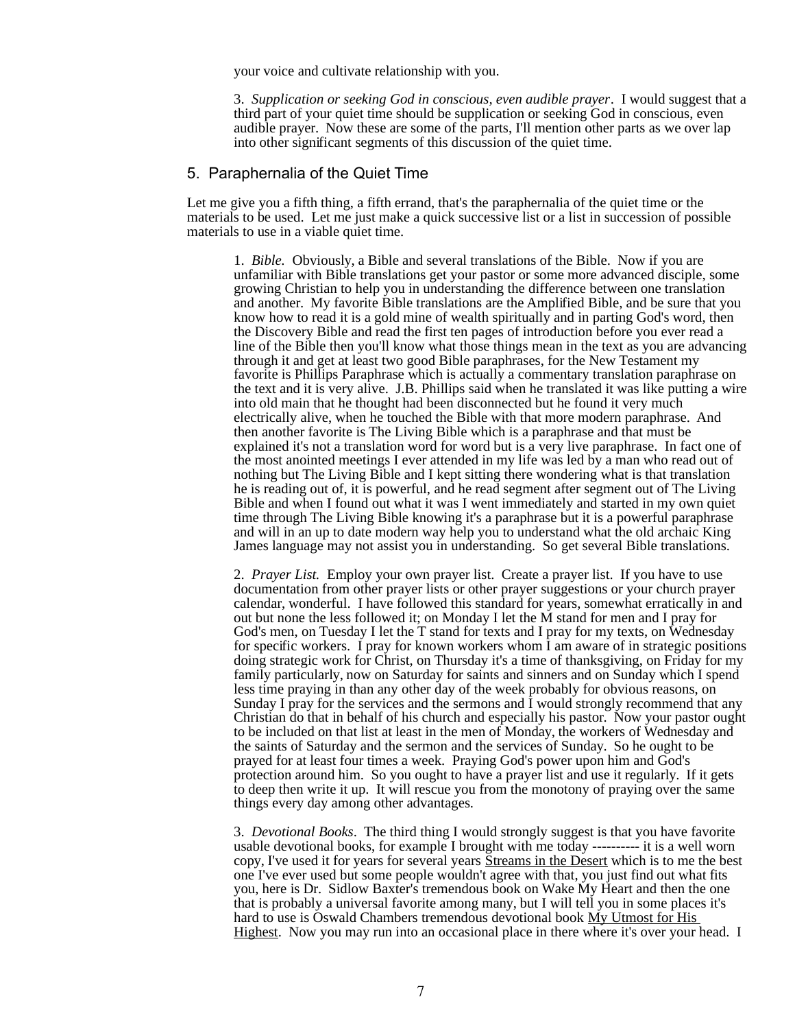your voice and cultivate relationship with you.

3. *Supplication or seeking God in conscious, even audible prayer*. I would suggest that a third part of your quiet time should be supplication or seeking God in conscious, even audible prayer. Now these are some of the parts, I'll mention other parts as we over lap into other significant segments of this discussion of the quiet time.

## 5. Paraphernalia of the Quiet Time

Let me give you a fifth thing, a fifth errand, that's the paraphernalia of the quiet time or the materials to be used. Let me just make a quick successive list or a list in succession of possible materials to use in a viable quiet time.

1. *Bible.* Obviously, a Bible and several translations of the Bible. Now if you are unfamiliar with Bible translations get your pastor or some more advanced disciple, some growing Christian to help you in understanding the difference between one translation and another. My favorite Bible translations are the Amplified Bible, and be sure that you know how to read it is a gold mine of wealth spiritually and in parting God's word, then the Discovery Bible and read the first ten pages of introduction before you ever read a line of the Bible then you'll know what those things mean in the text as you are advancing through it and get at least two good Bible paraphrases, for the New Testament my favorite is Phillips Paraphrase which is actually a commentary translation paraphrase on the text and it is very alive. J.B. Phillips said when he translated it was like putting a wire into old main that he thought had been disconnected but he found it very much electrically alive, when he touched the Bible with that more modern paraphrase. And then another favorite is The Living Bible which is a paraphrase and that must be explained it's not a translation word for word but is a very live paraphrase. In fact one of the most anointed meetings I ever attended in my life was led by a man who read out of nothing but The Living Bible and I kept sitting there wondering what is that translation he is reading out of, it is powerful, and he read segment after segment out of The Living Bible and when I found out what it was I went immediately and started in my own quiet time through The Living Bible knowing it's a paraphrase but it is a powerful paraphrase and will in an up to date modern way help you to understand what the old archaic King James language may not assist you in understanding. So get several Bible translations.

2. *Prayer List.* Employ your own prayer list. Create a prayer list. If you have to use documentation from other prayer lists or other prayer suggestions or your church prayer calendar, wonderful. I have followed this standard for years, somewhat erratically in and out but none the less followed it; on Monday I let the M stand for men and I pray for God's men, on Tuesday I let the T stand for texts and I pray for my texts, on Wednesday for specific workers. I pray for known workers whom I am aware of in strategic positions doing strategic work for Christ, on Thursday it's a time of thanksgiving, on Friday for my family particularly, now on Saturday for saints and sinners and on Sunday which I spend less time praying in than any other day of the week probably for obvious reasons, on Sunday I pray for the services and the sermons and I would strongly recommend that any Christian do that in behalf of his church and especially his pastor. Now your pastor ought to be included on that list at least in the men of Monday, the workers of Wednesday and the saints of Saturday and the sermon and the services of Sunday. So he ought to be prayed for at least four times a week. Praying God's power upon him and God's protection around him. So you ought to have a prayer list and use it regularly. If it gets to deep then write it up. It will rescue you from the monotony of praying over the same things every day among other advantages.

3. *Devotional Books*. The third thing I would strongly suggest is that you have favorite usable devotional books, for example I brought with me today ---------- it is a well worn copy, I've used it for years for several years Streams in the Desert which is to me the best one I've ever used but some people wouldn't agree with that, you just find out what fits you, here is Dr. Sidlow Baxter's tremendous book on Wake My Heart and then the one that is probably a universal favorite among many, but I will tell you in some places it's hard to use is Oswald Chambers tremendous devotional book My Utmost for His Highest. Now you may run into an occasional place in there where it's over your head. I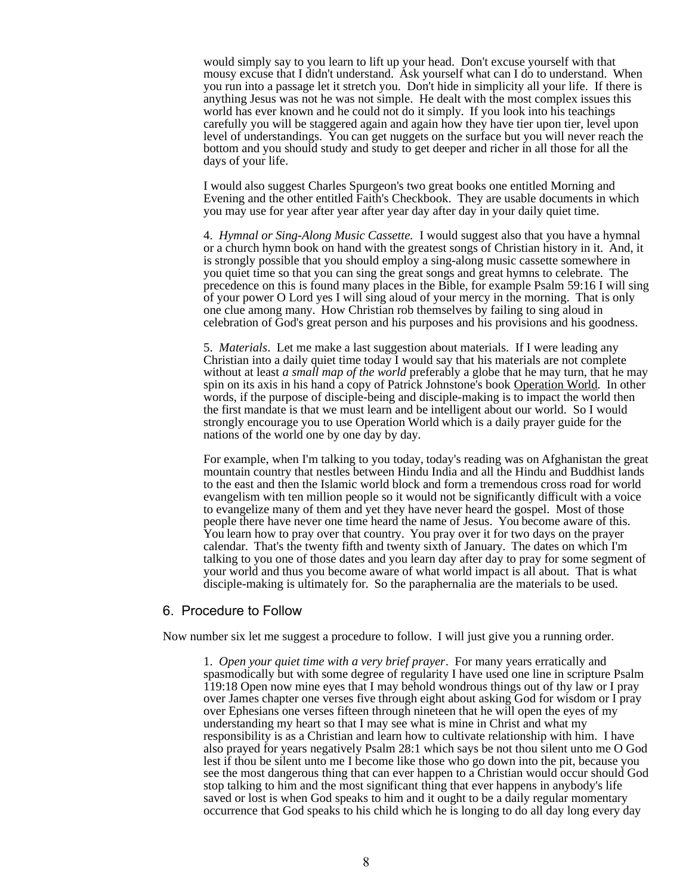would simply say to you learn to lift up your head. Don't excuse yourself with that mousy excuse that I didn't understand. Ask yourself what can I do to understand. When you run into a passage let it stretch you. Don't hide in simplicity all your life. If there is anything Jesus was not he was not simple. He dealt with the most complex issues this world has ever known and he could not do it simply. If you look into his teachings carefully you will be staggered again and again how they have tier upon tier, level upon level of understandings. You can get nuggets on the surface but you will never reach the bottom and you should study and study to get deeper and richer in all those for all the days of your life.

I would also suggest Charles Spurgeon's two great books one entitled Morning and Evening and the other entitled Faith's Checkbook. They are usable documents in which you may use for year after year after year day after day in your daily quiet time.

4. *Hymnal or Sing-Along Music Cassette.* I would suggest also that you have a hymnal or a church hymn book on hand with the greatest songs of Christian history in it. And, it is strongly possible that you should employ a sing-along music cassette somewhere in you quiet time so that you can sing the great songs and great hymns to celebrate. The precedence on this is found many places in the Bible, for example Psalm 59:16 I will sing of your power O Lord yes I will sing aloud of your mercy in the morning. That is only one clue among many. How Christian rob themselves by failing to sing aloud in celebration of God's great person and his purposes and his provisions and his goodness.

5. *Materials*. Let me make a last suggestion about materials. If I were leading any Christian into a daily quiet time today I would say that his materials are not complete without at least *a small map of the world* preferably a globe that he may turn, that he may spin on its axis in his hand a copy of Patrick Johnstone's book Operation World. In other words, if the purpose of disciple-being and disciple-making is to impact the world then the first mandate is that we must learn and be intelligent about our world. So I would strongly encourage you to use Operation World which is a daily prayer guide for the nations of the world one by one day by day.

For example, when I'm talking to you today, today's reading was on Afghanistan the great mountain country that nestles between Hindu India and all the Hindu and Buddhist lands to the east and then the Islamic world block and form a tremendous cross road for world evangelism with ten million people so it would not be significantly difficult with a voice to evangelize many of them and yet they have never heard the gospel. Most of those people there have never one time heard the name of Jesus. You become aware of this. You learn how to pray over that country. You pray over it for two days on the prayer calendar. That's the twenty fifth and twenty sixth of January. The dates on which I'm talking to you one of those dates and you learn day after day to pray for some segment of your world and thus you become aware of what world impact is all about. That is what disciple-making is ultimately for. So the paraphernalia are the materials to be used.

## 6. Procedure to Follow

Now number six let me suggest a procedure to follow. I will just give you a running order.

1. *Open your quiet time with a very brief prayer*. For many years erratically and spasmodically but with some degree of regularity I have used one line in scripture Psalm 119:18 Open now mine eyes that I may behold wondrous things out of thy law or I pray over James chapter one verses five through eight about asking God for wisdom or I pray over Ephesians one verses fifteen through nineteen that he will open the eyes of my understanding my heart so that I may see what is mine in Christ and what my responsibility is as a Christian and learn how to cultivate relationship with him. I have also prayed for years negatively Psalm 28:1 which says be not thou silent unto me O God lest if thou be silent unto me I become like those who go down into the pit, because you see the most dangerous thing that can ever happen to a Christian would occur should God stop talking to him and the most significant thing that ever happens in anybody's life saved or lost is when God speaks to him and it ought to be a daily regular momentary occurrence that God speaks to his child which he is longing to do all day long every day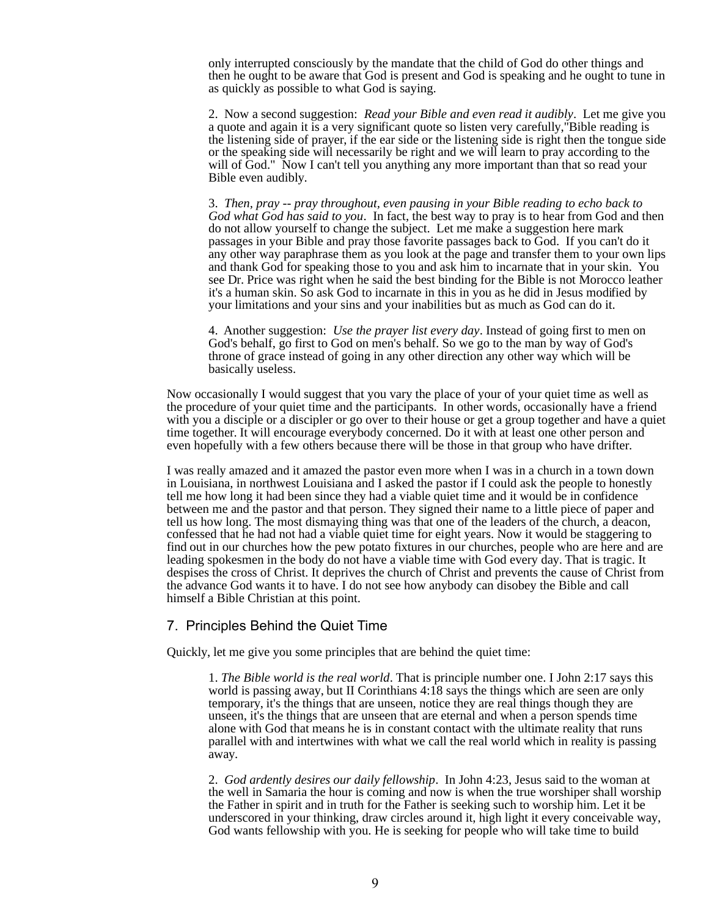only interrupted consciously by the mandate that the child of God do other things and then he ought to be aware that God is present and God is speaking and he ought to tune in as quickly as possible to what God is saying.

2. Now a second suggestion: *Read your Bible and even read it audibly*. Let me give you a quote and again it is a very significant quote so listen very carefully,"Bible reading is the listening side of prayer, if the ear side or the listening side is right then the tongue side or the speaking side will necessarily be right and we will learn to pray according to the will of God." Now I can't tell you anything any more important than that so read your Bible even audibly.

3. *Then, pray -- pray throughout, even pausing in your Bible reading to echo back to God what God has said to you*. In fact, the best way to pray is to hear from God and then do not allow yourself to change the subject. Let me make a suggestion here mark passages in your Bible and pray those favorite passages back to God. If you can't do it any other way paraphrase them as you look at the page and transfer them to your own lips and thank God for speaking those to you and ask him to incarnate that in your skin. You see Dr. Price was right when he said the best binding for the Bible is not Morocco leather it's a human skin. So ask God to incarnate in this in you as he did in Jesus modified by your limitations and your sins and your inabilities but as much as God can do it.

4. Another suggestion: *Use the prayer list every day*. Instead of going first to men on God's behalf, go first to God on men's behalf. So we go to the man by way of God's throne of grace instead of going in any other direction any other way which will be basically useless.

Now occasionally I would suggest that you vary the place of your of your quiet time as well as the procedure of your quiet time and the participants. In other words, occasionally have a friend with you a disciple or a discipler or go over to their house or get a group together and have a quiet time together. It will encourage everybody concerned. Do it with at least one other person and even hopefully with a few others because there will be those in that group who have drifter.

I was really amazed and it amazed the pastor even more when I was in a church in a town down in Louisiana, in northwest Louisiana and I asked the pastor if I could ask the people to honestly tell me how long it had been since they had a viable quiet time and it would be in confidence between me and the pastor and that person. They signed their name to a little piece of paper and tell us how long. The most dismaying thing was that one of the leaders of the church, a deacon, confessed that he had not had a viable quiet time for eight years. Now it would be staggering to find out in our churches how the pew potato fixtures in our churches, people who are here and are leading spokesmen in the body do not have a viable time with God every day. That is tragic. It despises the cross of Christ. It deprives the church of Christ and prevents the cause of Christ from the advance God wants it to have. I do not see how anybody can disobey the Bible and call himself a Bible Christian at this point.

## 7. Principles Behind the Quiet Time

Quickly, let me give you some principles that are behind the quiet time:

1. *The Bible world is the real world*. That is principle number one. I John 2:17 says this world is passing away, but II Corinthians 4:18 says the things which are seen are only temporary, it's the things that are unseen, notice they are real things though they are unseen, it's the things that are unseen that are eternal and when a person spends time alone with God that means he is in constant contact with the ultimate reality that runs parallel with and intertwines with what we call the real world which in reality is passing away.

2. *God ardently desires our daily fellowship*. In John 4:23, Jesus said to the woman at the well in Samaria the hour is coming and now is when the true worshiper shall worship the Father in spirit and in truth for the Father is seeking such to worship him. Let it be underscored in your thinking, draw circles around it, high light it every conceivable way, God wants fellowship with you. He is seeking for people who will take time to build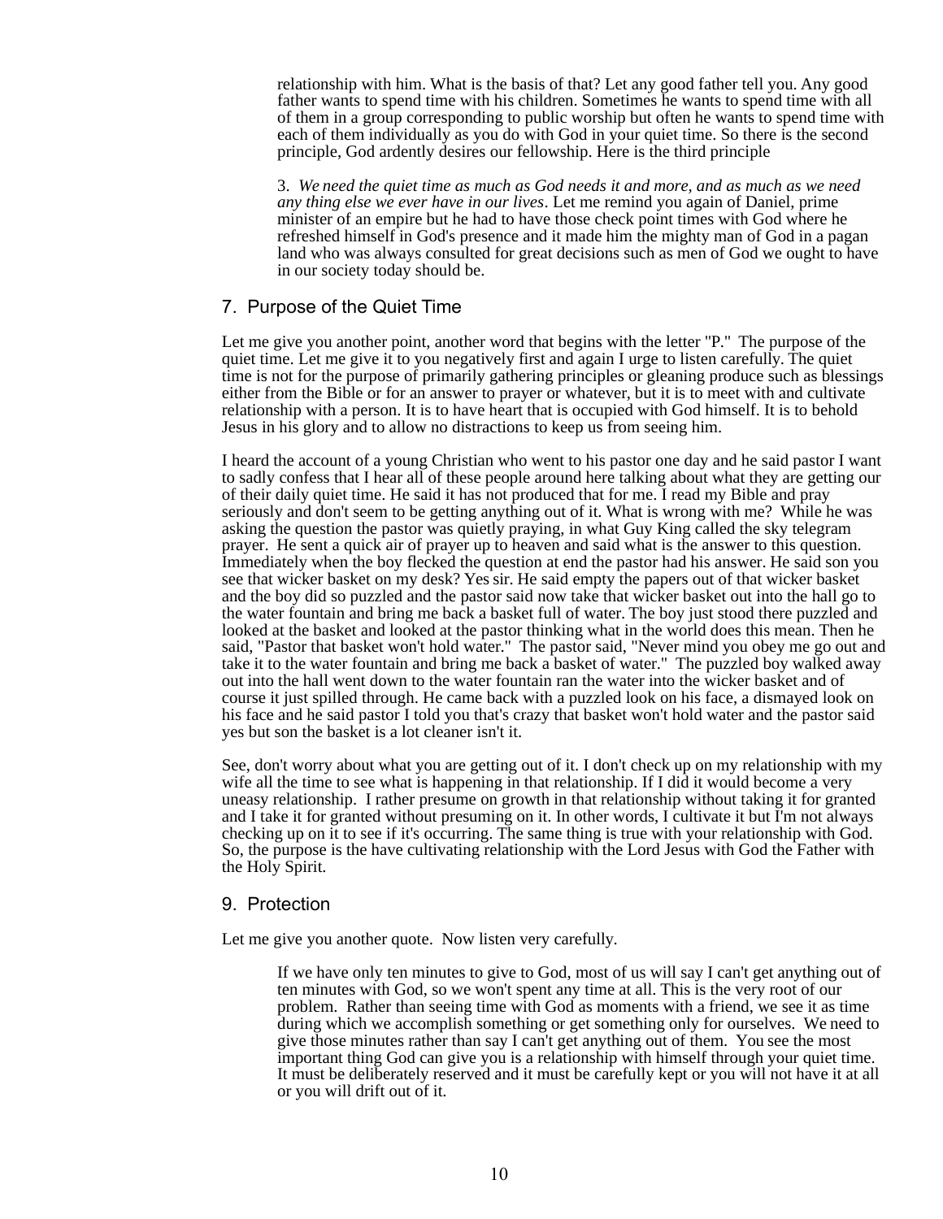relationship with him. What is the basis of that? Let any good father tell you. Any good father wants to spend time with his children. Sometimes he wants to spend time with all of them in a group corresponding to public worship but often he wants to spend time with each of them individually as you do with God in your quiet time. So there is the second principle, God ardently desires our fellowship. Here is the third principle

3. *We need the quiet time as much as God needs it and more, and as much as we need any thing else we ever have in our lives*. Let me remind you again of Daniel, prime minister of an empire but he had to have those check point times with God where he refreshed himself in God's presence and it made him the mighty man of God in a pagan land who was always consulted for great decisions such as men of God we ought to have in our society today should be.

## 7. Purpose of the Quiet Time

Let me give you another point, another word that begins with the letter "P." The purpose of the quiet time. Let me give it to you negatively first and again I urge to listen carefully. The quiet time is not for the purpose of primarily gathering principles or gleaning produce such as blessings either from the Bible or for an answer to prayer or whatever, but it is to meet with and cultivate relationship with a person. It is to have heart that is occupied with God himself. It is to behold Jesus in his glory and to allow no distractions to keep us from seeing him.

I heard the account of a young Christian who went to his pastor one day and he said pastor I want to sadly confess that I hear all of these people around here talking about what they are getting our of their daily quiet time. He said it has not produced that for me. I read my Bible and pray seriously and don't seem to be getting anything out of it. What is wrong with me? While he was asking the question the pastor was quietly praying, in what Guy King called the sky telegram prayer. He sent a quick air of prayer up to heaven and said what is the answer to this question. Immediately when the boy flecked the question at end the pastor had his answer. He said son you see that wicker basket on my desk? Yes sir. He said empty the papers out of that wicker basket and the boy did so puzzled and the pastor said now take that wicker basket out into the hall go to the water fountain and bring me back a basket full of water. The boy just stood there puzzled and looked at the basket and looked at the pastor thinking what in the world does this mean. Then he said, "Pastor that basket won't hold water." The pastor said, "Never mind you obey me go out and take it to the water fountain and bring me back a basket of water." The puzzled boy walked away out into the hall went down to the water fountain ran the water into the wicker basket and of course it just spilled through. He came back with a puzzled look on his face, a dismayed look on his face and he said pastor I told you that's crazy that basket won't hold water and the pastor said yes but son the basket is a lot cleaner isn't it.

See, don't worry about what you are getting out of it. I don't check up on my relationship with my wife all the time to see what is happening in that relationship. If I did it would become a very uneasy relationship. I rather presume on growth in that relationship without taking it for granted and I take it for granted without presuming on it. In other words, I cultivate it but I'm not always checking up on it to see if it's occurring. The same thing is true with your relationship with God. So, the purpose is the have cultivating relationship with the Lord Jesus with God the Father with the Holy Spirit.

## 9. Protection

Let me give you another quote. Now listen very carefully.

> If we have only ten minutes to give to God, most of us will say I can't get anything out of ten minutes with God, so we won't spent any time at all. This is the very root of our problem. Rather than seeing time with God as moments with a friend, we see it as time during which we accomplish something or get something only for ourselves. We need to give those minutes rather than say I can't get anything out of them. You see the most important thing God can give you is a relationship with himself through your quiet time. It must be deliberately reserved and it must be carefully kept or you will not have it at all or you will drift out of it.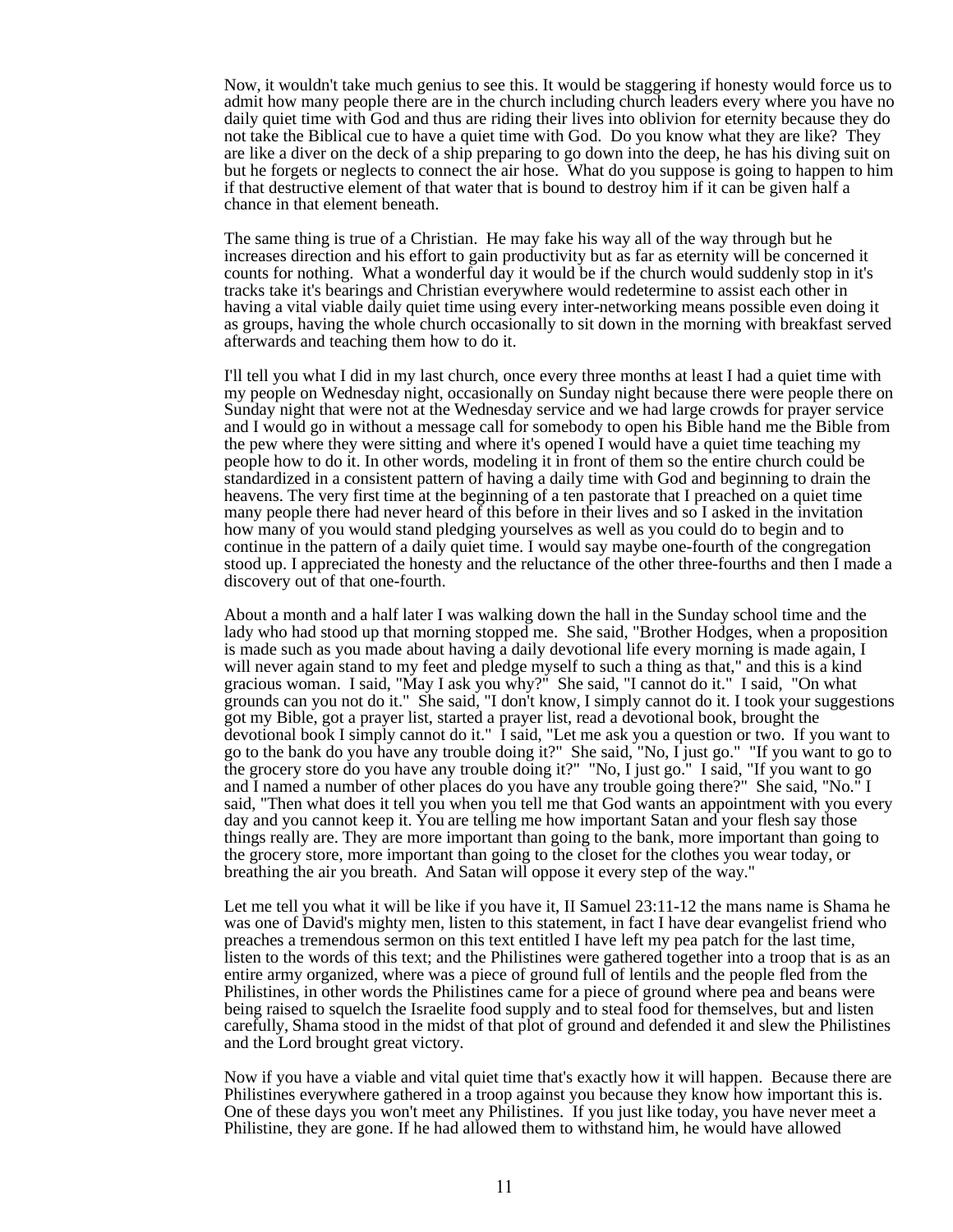Now, it wouldn't take much genius to see this. It would be staggering if honesty would force us to admit how many people there are in the church including church leaders every where you have no daily quiet time with God and thus are riding their lives into oblivion for eternity because they do not take the Biblical cue to have a quiet time with God. Do you know what they are like? They are like a diver on the deck of a ship preparing to go down into the deep, he has his diving suit on but he forgets or neglects to connect the air hose. What do you suppose is going to happen to him if that destructive element of that water that is bound to destroy him if it can be given half a chance in that element beneath.

The same thing is true of a Christian. He may fake his way all of the way through but he increases direction and his effort to gain productivity but as far as eternity will be concerned it counts for nothing. What a wonderful day it would be if the church would suddenly stop in it's tracks take it's bearings and Christian everywhere would redetermine to assist each other in having a vital viable daily quiet time using every inter-networking means possible even doing it as groups, having the whole church occasionally to sit down in the morning with breakfast served afterwards and teaching them how to do it.

I'll tell you what I did in my last church, once every three months at least I had a quiet time with my people on Wednesday night, occasionally on Sunday night because there were people there on Sunday night that were not at the Wednesday service and we had large crowds for prayer service and I would go in without a message call for somebody to open his Bible hand me the Bible from the pew where they were sitting and where it's opened I would have a quiet time teaching my people how to do it. In other words, modeling it in front of them so the entire church could be standardized in a consistent pattern of having a daily time with God and beginning to drain the heavens. The very first time at the beginning of a ten pastorate that I preached on a quiet time many people there had never heard of this before in their lives and so I asked in the invitation how many of you would stand pledging yourselves as well as you could do to begin and to continue in the pattern of a daily quiet time. I would say maybe one-fourth of the congregation stood up. I appreciated the honesty and the reluctance of the other three-fourths and then I made a discovery out of that one-fourth.

About a month and a half later I was walking down the hall in the Sunday school time and the lady who had stood up that morning stopped me. She said, "Brother Hodges, when a proposition is made such as you made about having a daily devotional life every morning is made again, I will never again stand to my feet and pledge myself to such a thing as that," and this is a kind gracious woman. I said, "May I ask you why?" She said, "I cannot do it." I said, "On what grounds can you not do it." She said, "I don't know, I simply cannot do it. I took your suggestions got my Bible, got a prayer list, started a prayer list, read a devotional book, brought the devotional book I simply cannot do it." I said, "Let me ask you a question or two. If you want to go to the bank do you have any trouble doing it?" She said, "No, I just go." "If you want to go to the grocery store do you have any trouble doing it?" "No, I just go." I said, "If you want to go and I named a number of other places do you have any trouble going there?" She said, "No." I said, "Then what does it tell you when you tell me that God wants an appointment with you every day and you cannot keep it. You are telling me how important Satan and your flesh say those things really are. They are more important than going to the bank, more important than going to the grocery store, more important than going to the closet for the clothes you wear today, or breathing the air you breath. And Satan will oppose it every step of the way."

Let me tell you what it will be like if you have it, II Samuel 23:11-12 the mans name is Shama he was one of David's mighty men, listen to this statement, in fact I have dear evangelist friend who preaches a tremendous sermon on this text entitled I have left my pea patch for the last time, listen to the words of this text; and the Philistines were gathered together into a troop that is as an entire army organized, where was a piece of ground full of lentils and the people fled from the Philistines, in other words the Philistines came for a piece of ground where pea and beans were being raised to squelch the Israelite food supply and to steal food for themselves, but and listen carefully, Shama stood in the midst of that plot of ground and defended it and slew the Philistines and the Lord brought great victory.

Now if you have a viable and vital quiet time that's exactly how it will happen. Because there are Philistines everywhere gathered in a troop against you because they know how important this is. One of these days you won't meet any Philistines. If you just like today, you have never meet a Philistine, they are gone. If he had allowed them to withstand him, he would have allowed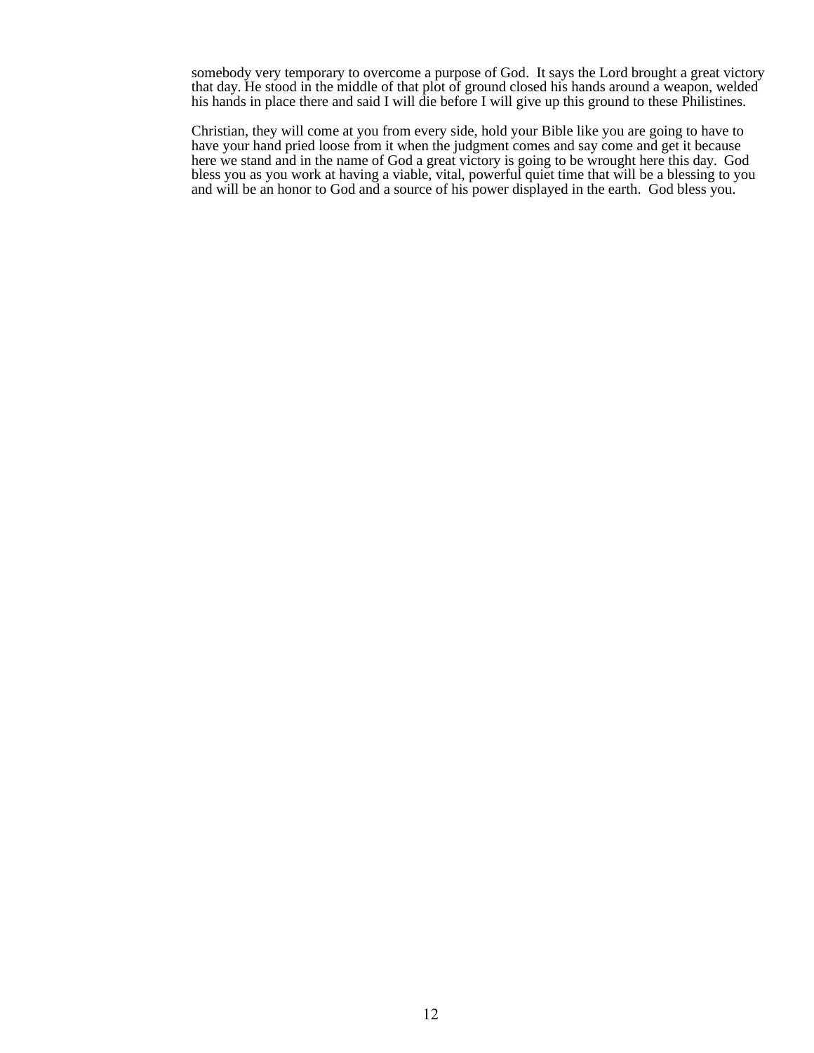somebody very temporary to overcome a purpose of God. It says the Lord brought a great victory that day. He stood in the middle of that plot of ground closed his hands around a weapon, welded his hands in place there and said I will die before I will give up this ground to these Philistines.

Christian, they will come at you from every side, hold your Bible like you are going to have to have your hand pried loose from it when the judgment comes and say come and get it because here we stand and in the name of God a great victory is going to be wrought here this day. God bless you as you work at having a viable, vital, powerful quiet time that will be a blessing to you and will be an honor to God and a source of his power displayed in the earth. God bless you.